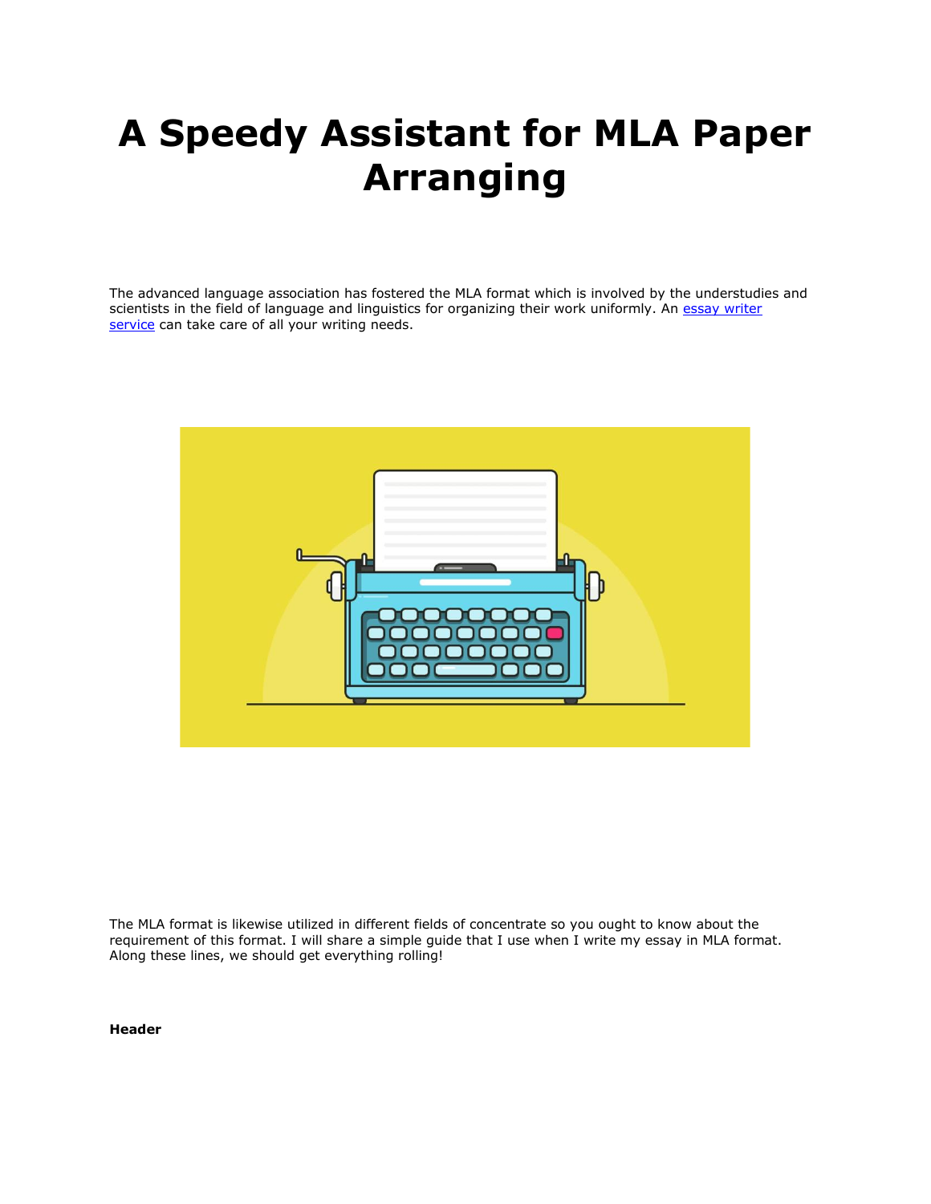# A Speedy Assistant for MLA Paper Arranging

The advanced language association has fostered the MLA format which is involved by the understudies and scientists in the field of language and linguistics for organizing their work uniformly. An [essay writer service](#) can take care of all your writing needs.

The MLA format is likewise utilized in different fields of concentrate so you ought to know about the requirement of this format. I will share a simple guide that I use when I write my essay in MLA format. Along these lines, we should get everything rolling!

**Header**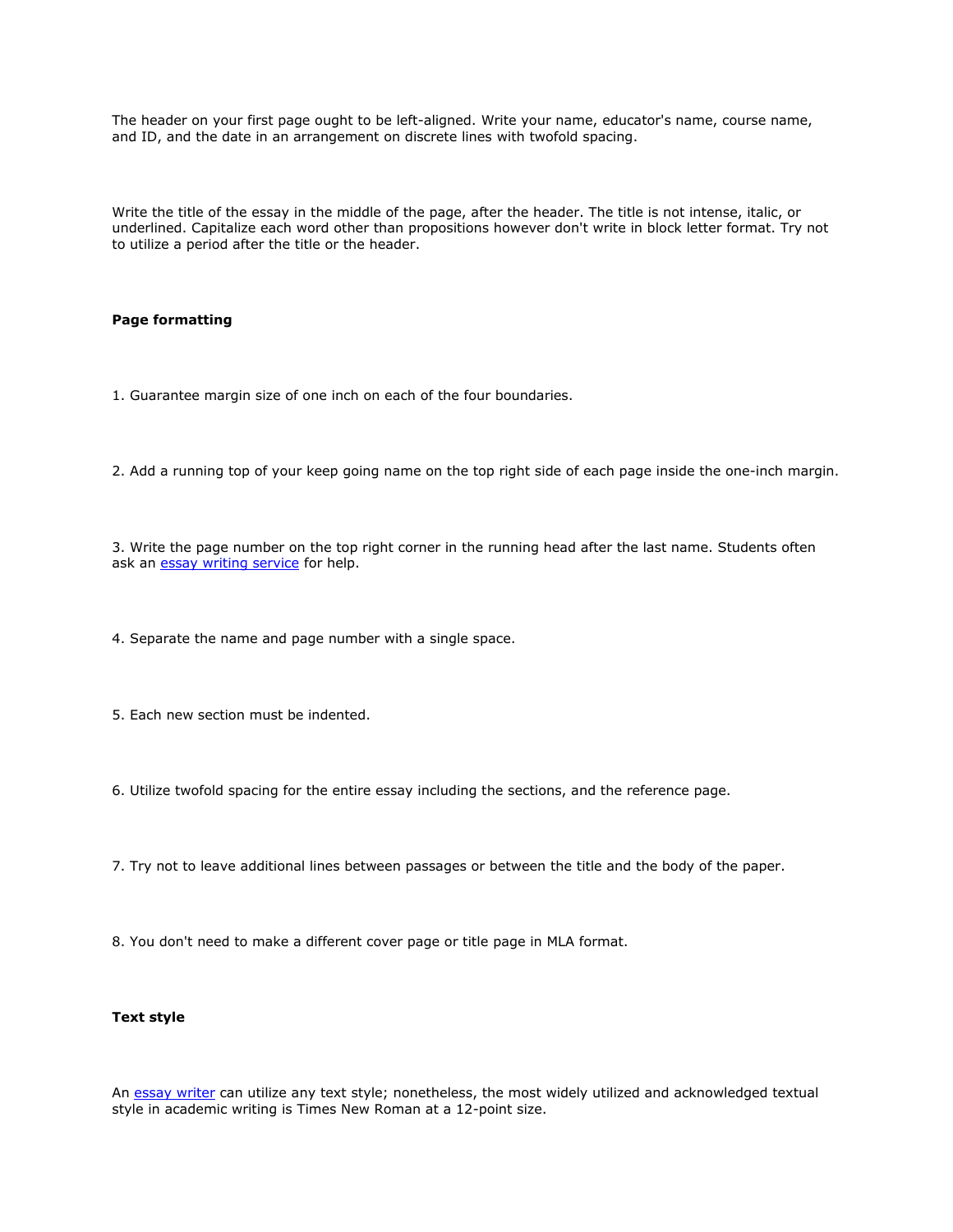The header on your first page ought to be left-aligned. Write your name, educator's name, course name, and ID, and the date in an arrangement on discrete lines with twofold spacing.

Write the title of the essay in the middle of the page, after the header. The title is not intense, italic, or underlined. Capitalize each word other than propositions however don't write in block letter format. Try not to utilize a period after the title or the header.

**Page formatting**

1. Guarantee margin size of one inch on each of the four boundaries.

2. Add a running top of your keep going name on the top right side of each page inside the one-inch margin.

3. Write the page number on the top right corner in the running head after the last name. Students often ask an [essay writing service] for help.

4. Separate the name and page number with a single space.

5. Each new section must be indented.

6. Utilize twofold spacing for the entire essay including the sections, and the reference page.

7. Try not to leave additional lines between passages or between the title and the body of the paper.

8. You don't need to make a different cover page or title page in MLA format.

**Text style**

An [essay writer] can utilize any text style; nonetheless, the most widely utilized and acknowledged textual style in academic writing is Times New Roman at a 12-point size.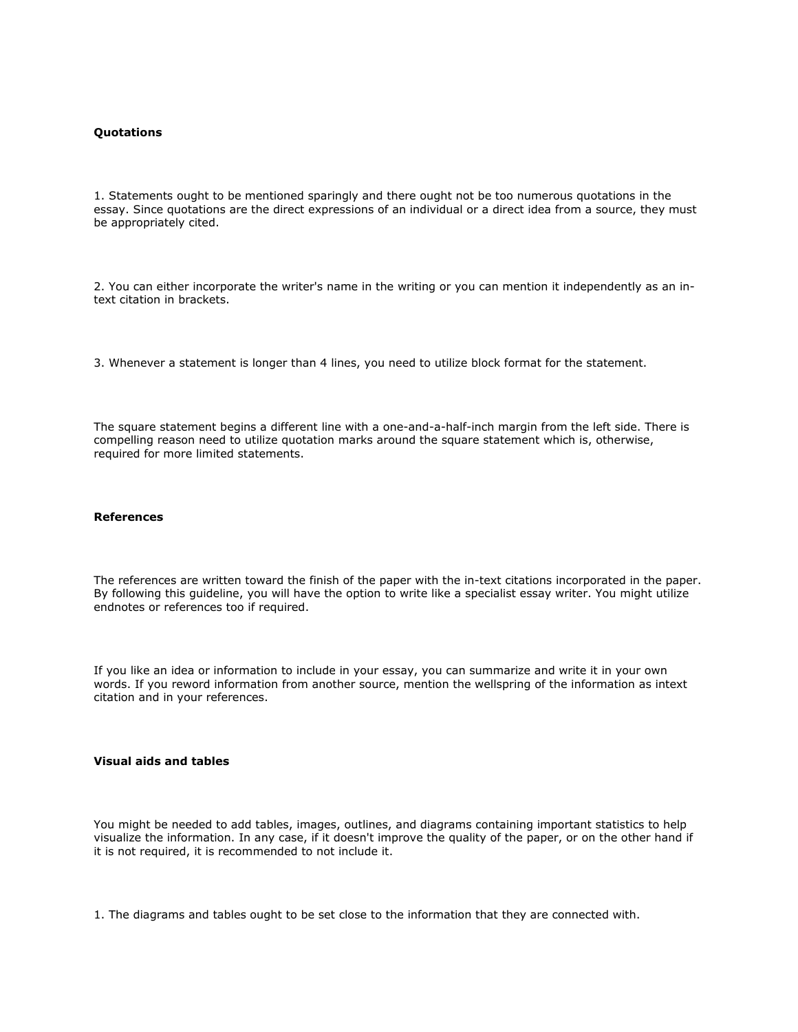**Quotations**

1. Statements ought to be mentioned sparingly and there ought not be too numerous quotations in the essay. Since quotations are the direct expressions of an individual or a direct idea from a source, they must be appropriately cited.

2. You can either incorporate the writer's name in the writing or you can mention it independently as an in-text citation in brackets.

3. Whenever a statement is longer than 4 lines, you need to utilize block format for the statement.

The square statement begins a different line with a one-and-a-half-inch margin from the left side. There is compelling reason need to utilize quotation marks around the square statement which is, otherwise, required for more limited statements.

**References**

The references are written toward the finish of the paper with the in-text citations incorporated in the paper. By following this guideline, you will have the option to write like a specialist essay writer. You might utilize endnotes or references too if required.

If you like an idea or information to include in your essay, you can summarize and write it in your own words. If you reword information from another source, mention the wellspring of the information as intext citation and in your references.

**Visual aids and tables**

You might be needed to add tables, images, outlines, and diagrams containing important statistics to help visualize the information. In any case, if it doesn't improve the quality of the paper, or on the other hand if it is not required, it is recommended to not include it.

1. The diagrams and tables ought to be set close to the information that they are connected with.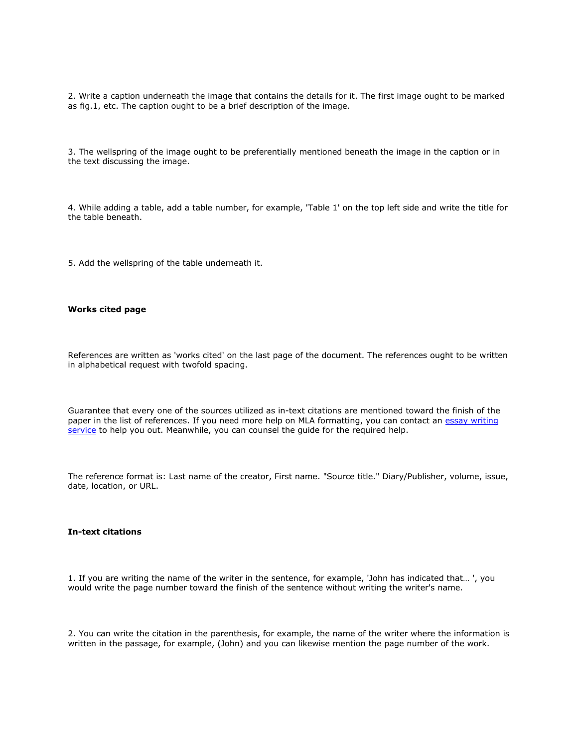2. Write a caption underneath the image that contains the details for it. The first image ought to be marked as fig.1, etc. The caption ought to be a brief description of the image.

3. The wellspring of the image ought to be preferentially mentioned beneath the image in the caption or in the text discussing the image.

4. While adding a table, add a table number, for example, 'Table 1' on the top left side and write the title for the table beneath.

5. Add the wellspring of the table underneath it.

**Works cited page**

References are written as 'works cited' on the last page of the document. The references ought to be written in alphabetical request with twofold spacing.

Guarantee that every one of the sources utilized as in-text citations are mentioned toward the finish of the paper in the list of references. If you need more help on MLA formatting, you can contact an essay writing service to help you out. Meanwhile, you can counsel the guide for the required help.

The reference format is: Last name of the creator, First name. "Source title." Diary/Publisher, volume, issue, date, location, or URL.

**In-text citations**

1. If you are writing the name of the writer in the sentence, for example, 'John has indicated that… ', you would write the page number toward the finish of the sentence without writing the writer's name.

2. You can write the citation in the parenthesis, for example, the name of the writer where the information is written in the passage, for example, (John) and you can likewise mention the page number of the work.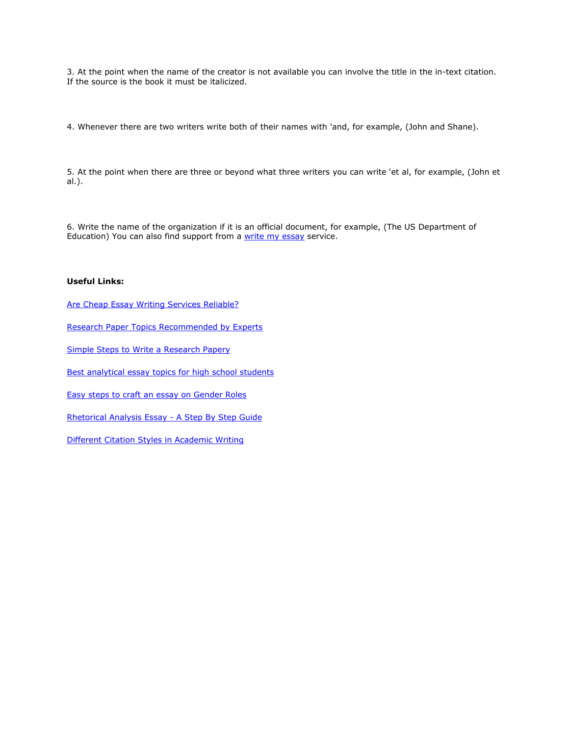3. At the point when the name of the creator is not available you can involve the title in the in-text citation. If the source is the book it must be italicized.

4. Whenever there are two writers write both of their names with 'and, for example, (John and Shane).

5. At the point when there are three or beyond what three writers you can write 'et al, for example, (John et al.).

6. Write the name of the organization if it is an official document, for example, (The US Department of Education) You can also find support from a write my essay service.

**Useful Links:**

Are Cheap Essay Writing Services Reliable?

Research Paper Topics Recommended by Experts

Simple Steps to Write a Research Papery

Best analytical essay topics for high school students

Easy steps to craft an essay on Gender Roles

Rhetorical Analysis Essay - A Step By Step Guide

Different Citation Styles in Academic Writing